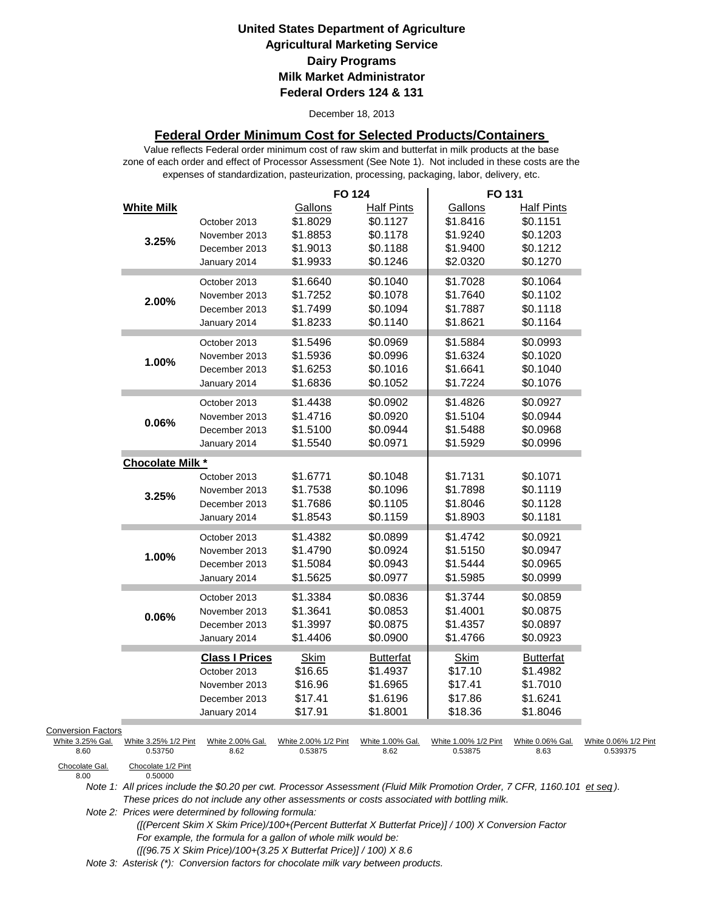**United States Department of Agriculture**
**Agricultural Marketing Service**
**Dairy Programs**
**Milk Market Administrator**
**Federal Orders 124 & 131**

December 18, 2013

## Federal Order Minimum Cost for Selected Products/Containers

Value reflects Federal order minimum cost of raw skim and butterfat in milk products at the base zone of each order and effect of Processor Assessment (See Note 1). Not included in these costs are the expenses of standardization, pasteurization, processing, packaging, labor, delivery, etc.

| | | FO 124 | | FO 131 | |
|---|---|---|---|---|---|
| **White Milk** | | Gallons | Half Pints | Gallons | Half Pints |
| 3.25% | October 2013 | $1.8029 | $0.1127 | $1.8416 | $0.1151 |
| | November 2013 | $1.8853 | $0.1178 | $1.9240 | $0.1203 |
| | December 2013 | $1.9013 | $0.1188 | $1.9400 | $0.1212 |
| | January 2014 | $1.9933 | $0.1246 | $2.0320 | $0.1270 |
| 2.00% | October 2013 | $1.6640 | $0.1040 | $1.7028 | $0.1064 |
| | November 2013 | $1.7252 | $0.1078 | $1.7640 | $0.1102 |
| | December 2013 | $1.7499 | $0.1094 | $1.7887 | $0.1118 |
| | January 2014 | $1.8233 | $0.1140 | $1.8621 | $0.1164 |
| 1.00% | October 2013 | $1.5496 | $0.0969 | $1.5884 | $0.0993 |
| | November 2013 | $1.5936 | $0.0996 | $1.6324 | $0.1020 |
| | December 2013 | $1.6253 | $0.1016 | $1.6641 | $0.1040 |
| | January 2014 | $1.6836 | $0.1052 | $1.7224 | $0.1076 |
| 0.06% | October 2013 | $1.4438 | $0.0902 | $1.4826 | $0.0927 |
| | November 2013 | $1.4716 | $0.0920 | $1.5104 | $0.0944 |
| | December 2013 | $1.5100 | $0.0944 | $1.5488 | $0.0968 |
| | January 2014 | $1.5540 | $0.0971 | $1.5929 | $0.0996 |
| **Chocolate Milk *** | | | | | |
| 3.25% | October 2013 | $1.6771 | $0.1048 | $1.7131 | $0.1071 |
| | November 2013 | $1.7538 | $0.1096 | $1.7898 | $0.1119 |
| | December 2013 | $1.7686 | $0.1105 | $1.8046 | $0.1128 |
| | January 2014 | $1.8543 | $0.1159 | $1.8903 | $0.1181 |
| 1.00% | October 2013 | $1.4382 | $0.0899 | $1.4742 | $0.0921 |
| | November 2013 | $1.4790 | $0.0924 | $1.5150 | $0.0947 |
| | December 2013 | $1.5084 | $0.0943 | $1.5444 | $0.0965 |
| | January 2014 | $1.5625 | $0.0977 | $1.5985 | $0.0999 |
| 0.06% | October 2013 | $1.3384 | $0.0836 | $1.3744 | $0.0859 |
| | November 2013 | $1.3641 | $0.0853 | $1.4001 | $0.0875 |
| | December 2013 | $1.3997 | $0.0875 | $1.4357 | $0.0897 |
| | January 2014 | $1.4406 | $0.0900 | $1.4766 | $0.0923 |
| | **Class I Prices** | Skim | Butterfat | Skim | Butterfat |
| | October 2013 | $16.65 | $1.4937 | $17.10 | $1.4982 |
| | November 2013 | $16.96 | $1.6965 | $17.41 | $1.7010 |
| | December 2013 | $17.41 | $1.6196 | $17.86 | $1.6241 |
| | January 2014 | $17.91 | $1.8001 | $18.36 | $1.8046 |

Conversion Factors

| White 3.25% Gal. | White 3.25% 1/2 Pint | White 2.00% Gal. | White 2.00% 1/2 Pint | White 1.00% Gal. | White 1.00% 1/2 Pint | White 0.06% Gal. | White 0.06% 1/2 Pint |
|---|---|---|---|---|---|---|---|
| 8.60 | 0.53750 | 8.62 | 0.53875 | 8.62 | 0.53875 | 8.63 | 0.539375 |

| Chocolate Gal. | Chocolate 1/2 Pint |
|---|---|
| 8.00 | 0.50000 |

*Note 1: All prices include the $0.20 per cwt. Processor Assessment (Fluid Milk Promotion Order, 7 CFR, 1160.101 et seq). These prices do not include any other assessments or costs associated with bottling milk.*

*Note 2: Prices were determined by following formula:*
*([(Percent Skim X Skim Price)/100+(Percent Butterfat X Butterfat Price)] / 100) X Conversion Factor*
*For example, the formula for a gallon of whole milk would be:*
*([(96.75 X Skim Price)/100+(3.25 X Butterfat Price)] / 100) X 8.6*

*Note 3: Asterisk (*): Conversion factors for chocolate milk vary between products.*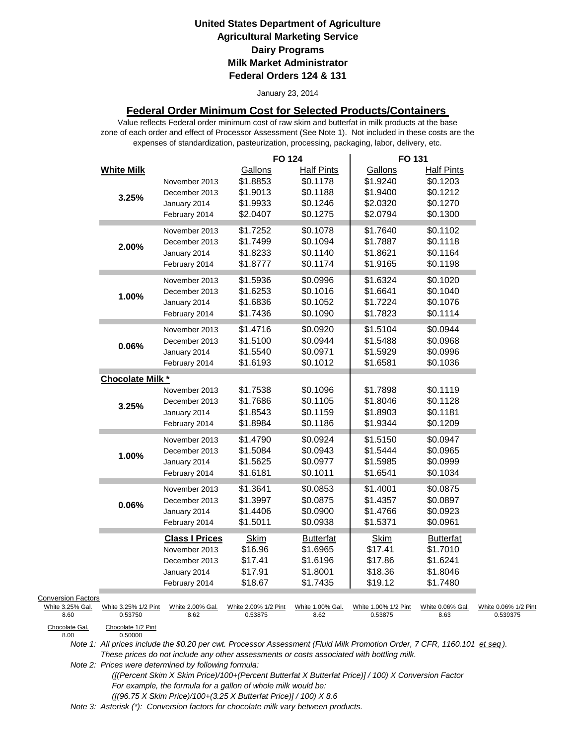**United States Department of Agriculture**
**Agricultural Marketing Service**
**Dairy Programs**
**Milk Market Administrator**
**Federal Orders 124 & 131**

January 23, 2014

## Federal Order Minimum Cost for Selected Products/Containers

Value reflects Federal order minimum cost of raw skim and butterfat in milk products at the base zone of each order and effect of Processor Assessment (See Note 1). Not included in these costs are the expenses of standardization, pasteurization, processing, packaging, labor, delivery, etc.

| | | FO 124 | | FO 131 | |
|---|---|---|---|---|---|
| **White Milk** | | Gallons | Half Pints | Gallons | Half Pints |
| **3.25%** | November 2013 | $1.8853 | $0.1178 | $1.9240 | $0.1203 |
| | December 2013 | $1.9013 | $0.1188 | $1.9400 | $0.1212 |
| | January 2014 | $1.9933 | $0.1246 | $2.0320 | $0.1270 |
| | February 2014 | $2.0407 | $0.1275 | $2.0794 | $0.1300 |
| **2.00%** | November 2013 | $1.7252 | $0.1078 | $1.7640 | $0.1102 |
| | December 2013 | $1.7499 | $0.1094 | $1.7887 | $0.1118 |
| | January 2014 | $1.8233 | $0.1140 | $1.8621 | $0.1164 |
| | February 2014 | $1.8777 | $0.1174 | $1.9165 | $0.1198 |
| **1.00%** | November 2013 | $1.5936 | $0.0996 | $1.6324 | $0.1020 |
| | December 2013 | $1.6253 | $0.1016 | $1.6641 | $0.1040 |
| | January 2014 | $1.6836 | $0.1052 | $1.7224 | $0.1076 |
| | February 2014 | $1.7436 | $0.1090 | $1.7823 | $0.1114 |
| **0.06%** | November 2013 | $1.4716 | $0.0920 | $1.5104 | $0.0944 |
| | December 2013 | $1.5100 | $0.0944 | $1.5488 | $0.0968 |
| | January 2014 | $1.5540 | $0.0971 | $1.5929 | $0.0996 |
| | February 2014 | $1.6193 | $0.1012 | $1.6581 | $0.1036 |
| **Chocolate Milk *** | | | | | |
| **3.25%** | November 2013 | $1.7538 | $0.1096 | $1.7898 | $0.1119 |
| | December 2013 | $1.7686 | $0.1105 | $1.8046 | $0.1128 |
| | January 2014 | $1.8543 | $0.1159 | $1.8903 | $0.1181 |
| | February 2014 | $1.8984 | $0.1186 | $1.9344 | $0.1209 |
| **1.00%** | November 2013 | $1.4790 | $0.0924 | $1.5150 | $0.0947 |
| | December 2013 | $1.5084 | $0.0943 | $1.5444 | $0.0965 |
| | January 2014 | $1.5625 | $0.0977 | $1.5985 | $0.0999 |
| | February 2014 | $1.6181 | $0.1011 | $1.6541 | $0.1034 |
| **0.06%** | November 2013 | $1.3641 | $0.0853 | $1.4001 | $0.0875 |
| | December 2013 | $1.3997 | $0.0875 | $1.4357 | $0.0897 |
| | January 2014 | $1.4406 | $0.0900 | $1.4766 | $0.0923 |
| | February 2014 | $1.5011 | $0.0938 | $1.5371 | $0.0961 |
| | **Class I Prices** | Skim | Butterfat | Skim | Butterfat |
| | November 2013 | $16.96 | $1.6965 | $17.41 | $1.7010 |
| | December 2013 | $17.41 | $1.6196 | $17.86 | $1.6241 |
| | January 2014 | $17.91 | $1.8001 | $18.36 | $1.8046 |
| | February 2014 | $18.67 | $1.7435 | $19.12 | $1.7480 |

Conversion Factors

| White 3.25% Gal. | White 3.25% 1/2 Pint | White 2.00% Gal. | White 2.00% 1/2 Pint | White 1.00% Gal. | White 1.00% 1/2 Pint | White 0.06% Gal. | White 0.06% 1/2 Pint |
|---|---|---|---|---|---|---|---|
| 8.60 | 0.53750 | 8.62 | 0.53875 | 8.62 | 0.53875 | 8.63 | 0.539375 |

| Chocolate Gal. | Chocolate 1/2 Pint |
|---|---|
| 8.00 | 0.50000 |

*Note 1: All prices include the $0.20 per cwt. Processor Assessment (Fluid Milk Promotion Order, 7 CFR, 1160.101 et seq). These prices do not include any other assessments or costs associated with bottling milk.*

*Note 2: Prices were determined by following formula:*
*([(Percent Skim X Skim Price)/100+(Percent Butterfat X Butterfat Price)] / 100) X Conversion Factor*
*For example, the formula for a gallon of whole milk would be:*
*([(96.75 X Skim Price)/100+(3.25 X Butterfat Price)] / 100) X 8.6*

*Note 3: Asterisk (*): Conversion factors for chocolate milk vary between products.*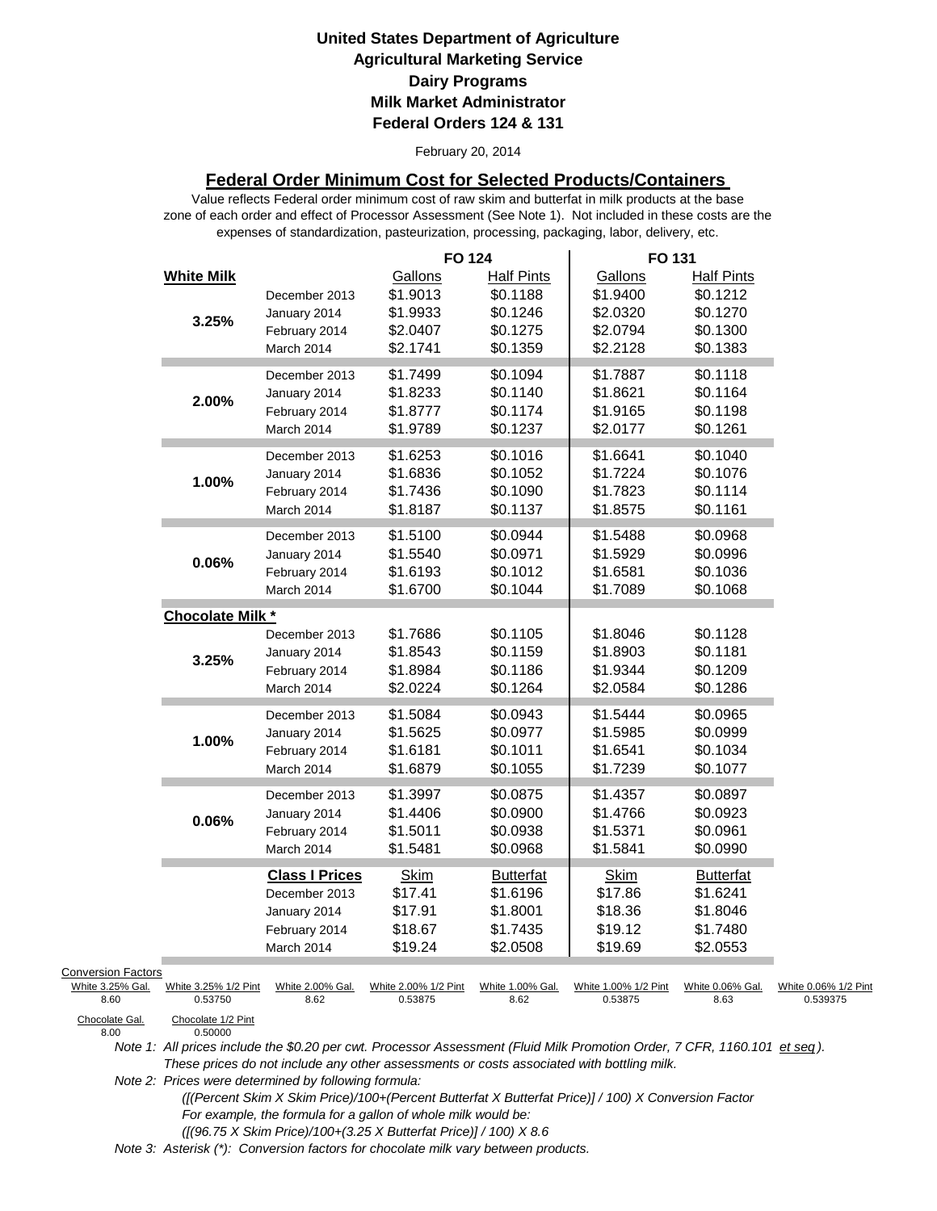**United States Department of Agriculture**
**Agricultural Marketing Service**
**Dairy Programs**
**Milk Market Administrator**
**Federal Orders 124 & 131**

February 20, 2014

## Federal Order Minimum Cost for Selected Products/Containers

Value reflects Federal order minimum cost of raw skim and butterfat in milk products at the base zone of each order and effect of Processor Assessment (See Note 1). Not included in these costs are the expenses of standardization, pasteurization, processing, packaging, labor, delivery, etc.

| | | FO 124 | | FO 131 | |
|---|---|---|---|---|---|
| **White Milk** | | Gallons | Half Pints | Gallons | Half Pints |
| 3.25% | December 2013 | $1.9013 | $0.1188 | $1.9400 | $0.1212 |
| | January 2014 | $1.9933 | $0.1246 | $2.0320 | $0.1270 |
| | February 2014 | $2.0407 | $0.1275 | $2.0794 | $0.1300 |
| | March 2014 | $2.1741 | $0.1359 | $2.2128 | $0.1383 |
| 2.00% | December 2013 | $1.7499 | $0.1094 | $1.7887 | $0.1118 |
| | January 2014 | $1.8233 | $0.1140 | $1.8621 | $0.1164 |
| | February 2014 | $1.8777 | $0.1174 | $1.9165 | $0.1198 |
| | March 2014 | $1.9789 | $0.1237 | $2.0177 | $0.1261 |
| 1.00% | December 2013 | $1.6253 | $0.1016 | $1.6641 | $0.1040 |
| | January 2014 | $1.6836 | $0.1052 | $1.7224 | $0.1076 |
| | February 2014 | $1.7436 | $0.1090 | $1.7823 | $0.1114 |
| | March 2014 | $1.8187 | $0.1137 | $1.8575 | $0.1161 |
| 0.06% | December 2013 | $1.5100 | $0.0944 | $1.5488 | $0.0968 |
| | January 2014 | $1.5540 | $0.0971 | $1.5929 | $0.0996 |
| | February 2014 | $1.6193 | $0.1012 | $1.6581 | $0.1036 |
| | March 2014 | $1.6700 | $0.1044 | $1.7089 | $0.1068 |
| **Chocolate Milk *** | | | | | |
| 3.25% | December 2013 | $1.7686 | $0.1105 | $1.8046 | $0.1128 |
| | January 2014 | $1.8543 | $0.1159 | $1.8903 | $0.1181 |
| | February 2014 | $1.8984 | $0.1186 | $1.9344 | $0.1209 |
| | March 2014 | $2.0224 | $0.1264 | $2.0584 | $0.1286 |
| 1.00% | December 2013 | $1.5084 | $0.0943 | $1.5444 | $0.0965 |
| | January 2014 | $1.5625 | $0.0977 | $1.5985 | $0.0999 |
| | February 2014 | $1.6181 | $0.1011 | $1.6541 | $0.1034 |
| | March 2014 | $1.6879 | $0.1055 | $1.7239 | $0.1077 |
| 0.06% | December 2013 | $1.3997 | $0.0875 | $1.4357 | $0.0897 |
| | January 2014 | $1.4406 | $0.0900 | $1.4766 | $0.0923 |
| | February 2014 | $1.5011 | $0.0938 | $1.5371 | $0.0961 |
| | March 2014 | $1.5481 | $0.0968 | $1.5841 | $0.0990 |
| | **Class I Prices** | Skim | Butterfat | Skim | Butterfat |
| | December 2013 | $17.41 | $1.6196 | $17.86 | $1.6241 |
| | January 2014 | $17.91 | $1.8001 | $18.36 | $1.8046 |
| | February 2014 | $18.67 | $1.7435 | $19.12 | $1.7480 |
| | March 2014 | $19.24 | $2.0508 | $19.69 | $2.0553 |

Conversion Factors

| White 3.25% Gal. | White 3.25% 1/2 Pint | White 2.00% Gal. | White 2.00% 1/2 Pint | White 1.00% Gal. | White 1.00% 1/2 Pint | White 0.06% Gal. | White 0.06% 1/2 Pint |
|---|---|---|---|---|---|---|---|
| 8.60 | 0.53750 | 8.62 | 0.53875 | 8.62 | 0.53875 | 8.63 | 0.539375 |

| Chocolate Gal. | Chocolate 1/2 Pint |
|---|---|
| 8.00 | 0.50000 |

*Note 1: All prices include the $0.20 per cwt. Processor Assessment (Fluid Milk Promotion Order, 7 CFR, 1160.101 et seq). These prices do not include any other assessments or costs associated with bottling milk.*

*Note 2: Prices were determined by following formula:*

*([(Percent Skim X Skim Price)/100+(Percent Butterfat X Butterfat Price)] / 100) X Conversion Factor*

*For example, the formula for a gallon of whole milk would be:*

*([(96.75 X Skim Price)/100+(3.25 X Butterfat Price)] / 100) X 8.6*

*Note 3: Asterisk (*): Conversion factors for chocolate milk vary between products.*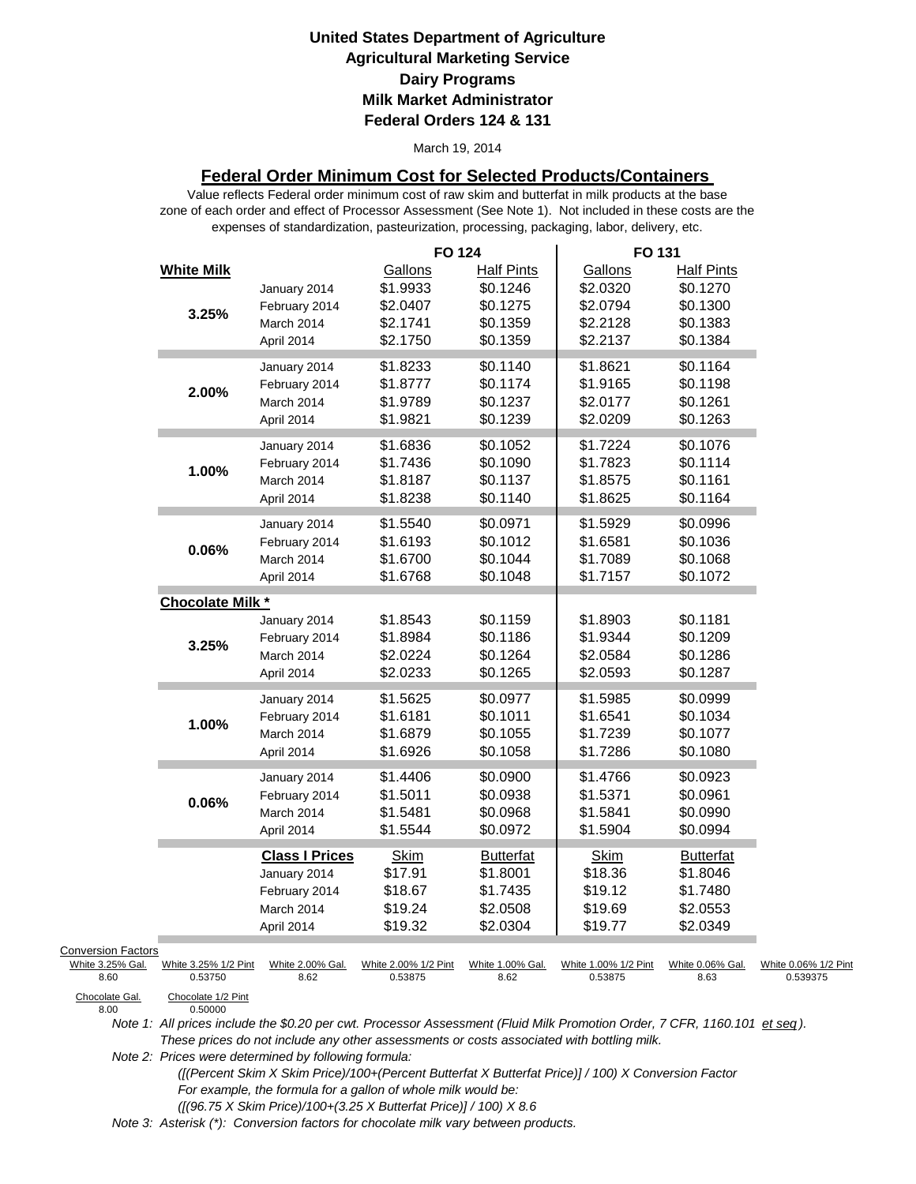**United States Department of Agriculture**
**Agricultural Marketing Service**
**Dairy Programs**
**Milk Market Administrator**
**Federal Orders 124 & 131**

March 19, 2014

## Federal Order Minimum Cost for Selected Products/Containers

Value reflects Federal order minimum cost of raw skim and butterfat in milk products at the base zone of each order and effect of Processor Assessment (See Note 1). Not included in these costs are the expenses of standardization, pasteurization, processing, packaging, labor, delivery, etc.

| | | FO 124 | | FO 131 | |
|---|---|---|---|---|---|
| **White Milk** | | Gallons | Half Pints | Gallons | Half Pints |
| **3.25%** | January 2014 | $1.9933 | $0.1246 | $2.0320 | $0.1270 |
| | February 2014 | $2.0407 | $0.1275 | $2.0794 | $0.1300 |
| | March 2014 | $2.1741 | $0.1359 | $2.2128 | $0.1383 |
| | April 2014 | $2.1750 | $0.1359 | $2.2137 | $0.1384 |
| **2.00%** | January 2014 | $1.8233 | $0.1140 | $1.8621 | $0.1164 |
| | February 2014 | $1.8777 | $0.1174 | $1.9165 | $0.1198 |
| | March 2014 | $1.9789 | $0.1237 | $2.0177 | $0.1261 |
| | April 2014 | $1.9821 | $0.1239 | $2.0209 | $0.1263 |
| **1.00%** | January 2014 | $1.6836 | $0.1052 | $1.7224 | $0.1076 |
| | February 2014 | $1.7436 | $0.1090 | $1.7823 | $0.1114 |
| | March 2014 | $1.8187 | $0.1137 | $1.8575 | $0.1161 |
| | April 2014 | $1.8238 | $0.1140 | $1.8625 | $0.1164 |
| **0.06%** | January 2014 | $1.5540 | $0.0971 | $1.5929 | $0.0996 |
| | February 2014 | $1.6193 | $0.1012 | $1.6581 | $0.1036 |
| | March 2014 | $1.6700 | $0.1044 | $1.7089 | $0.1068 |
| | April 2014 | $1.6768 | $0.1048 | $1.7157 | $0.1072 |
| **Chocolate Milk *** | | | | | |
| **3.25%** | January 2014 | $1.8543 | $0.1159 | $1.8903 | $0.1181 |
| | February 2014 | $1.8984 | $0.1186 | $1.9344 | $0.1209 |
| | March 2014 | $2.0224 | $0.1264 | $2.0584 | $0.1286 |
| | April 2014 | $2.0233 | $0.1265 | $2.0593 | $0.1287 |
| **1.00%** | January 2014 | $1.5625 | $0.0977 | $1.5985 | $0.0999 |
| | February 2014 | $1.6181 | $0.1011 | $1.6541 | $0.1034 |
| | March 2014 | $1.6879 | $0.1055 | $1.7239 | $0.1077 |
| | April 2014 | $1.6926 | $0.1058 | $1.7286 | $0.1080 |
| **0.06%** | January 2014 | $1.4406 | $0.0900 | $1.4766 | $0.0923 |
| | February 2014 | $1.5011 | $0.0938 | $1.5371 | $0.0961 |
| | March 2014 | $1.5481 | $0.0968 | $1.5841 | $0.0990 |
| | April 2014 | $1.5544 | $0.0972 | $1.5904 | $0.0994 |
| | **Class I Prices** | Skim | Butterfat | Skim | Butterfat |
| | January 2014 | $17.91 | $1.8001 | $18.36 | $1.8046 |
| | February 2014 | $18.67 | $1.7435 | $19.12 | $1.7480 |
| | March 2014 | $19.24 | $2.0508 | $19.69 | $2.0553 |
| | April 2014 | $19.32 | $2.0304 | $19.77 | $2.0349 |

Conversion Factors

| White 3.25% Gal. | White 3.25% 1/2 Pint | White 2.00% Gal. | White 2.00% 1/2 Pint | White 1.00% Gal. | White 1.00% 1/2 Pint | White 0.06% Gal. | White 0.06% 1/2 Pint |
|---|---|---|---|---|---|---|---|
| 8.60 | 0.53750 | 8.62 | 0.53875 | 8.62 | 0.53875 | 8.63 | 0.539375 |

| Chocolate Gal. | Chocolate 1/2 Pint |
|---|---|
| 8.00 | 0.50000 |

*Note 1: All prices include the $0.20 per cwt. Processor Assessment (Fluid Milk Promotion Order, 7 CFR, 1160.101 et seq). These prices do not include any other assessments or costs associated with bottling milk.*

*Note 2: Prices were determined by following formula:*

*([(Percent Skim X Skim Price)/100+(Percent Butterfat X Butterfat Price)] / 100) X Conversion Factor*

*For example, the formula for a gallon of whole milk would be:*

*([(96.75 X Skim Price)/100+(3.25 X Butterfat Price)] / 100) X 8.6*

*Note 3: Asterisk (*): Conversion factors for chocolate milk vary between products.*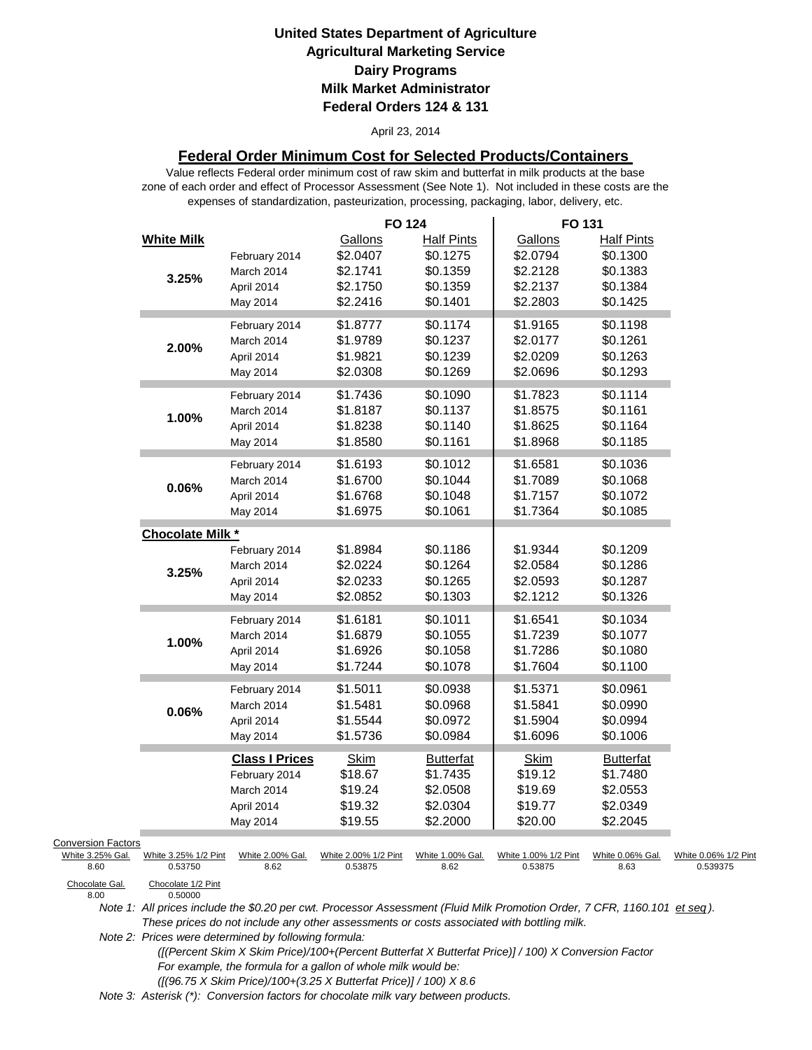**United States Department of Agriculture**
**Agricultural Marketing Service**
**Dairy Programs**
**Milk Market Administrator**
**Federal Orders 124 & 131**

April 23, 2014

## Federal Order Minimum Cost for Selected Products/Containers

Value reflects Federal order minimum cost of raw skim and butterfat in milk products at the base zone of each order and effect of Processor Assessment (See Note 1). Not included in these costs are the expenses of standardization, pasteurization, processing, packaging, labor, delivery, etc.

| | | FO 124 | | FO 131 | |
|---|---|---|---|---|---|
| **White Milk** | | Gallons | Half Pints | Gallons | Half Pints |
| 3.25% | February 2014 | $2.0407 | $0.1275 | $2.0794 | $0.1300 |
| | March 2014 | $2.1741 | $0.1359 | $2.2128 | $0.1383 |
| | April 2014 | $2.1750 | $0.1359 | $2.2137 | $0.1384 |
| | May 2014 | $2.2416 | $0.1401 | $2.2803 | $0.1425 |
| 2.00% | February 2014 | $1.8777 | $0.1174 | $1.9165 | $0.1198 |
| | March 2014 | $1.9789 | $0.1237 | $2.0177 | $0.1261 |
| | April 2014 | $1.9821 | $0.1239 | $2.0209 | $0.1263 |
| | May 2014 | $2.0308 | $0.1269 | $2.0696 | $0.1293 |
| 1.00% | February 2014 | $1.7436 | $0.1090 | $1.7823 | $0.1114 |
| | March 2014 | $1.8187 | $0.1137 | $1.8575 | $0.1161 |
| | April 2014 | $1.8238 | $0.1140 | $1.8625 | $0.1164 |
| | May 2014 | $1.8580 | $0.1161 | $1.8968 | $0.1185 |
| 0.06% | February 2014 | $1.6193 | $0.1012 | $1.6581 | $0.1036 |
| | March 2014 | $1.6700 | $0.1044 | $1.7089 | $0.1068 |
| | April 2014 | $1.6768 | $0.1048 | $1.7157 | $0.1072 |
| | May 2014 | $1.6975 | $0.1061 | $1.7364 | $0.1085 |
| **Chocolate Milk *** | | | | | |
| 3.25% | February 2014 | $1.8984 | $0.1186 | $1.9344 | $0.1209 |
| | March 2014 | $2.0224 | $0.1264 | $2.0584 | $0.1286 |
| | April 2014 | $2.0233 | $0.1265 | $2.0593 | $0.1287 |
| | May 2014 | $2.0852 | $0.1303 | $2.1212 | $0.1326 |
| 1.00% | February 2014 | $1.6181 | $0.1011 | $1.6541 | $0.1034 |
| | March 2014 | $1.6879 | $0.1055 | $1.7239 | $0.1077 |
| | April 2014 | $1.6926 | $0.1058 | $1.7286 | $0.1080 |
| | May 2014 | $1.7244 | $0.1078 | $1.7604 | $0.1100 |
| 0.06% | February 2014 | $1.5011 | $0.0938 | $1.5371 | $0.0961 |
| | March 2014 | $1.5481 | $0.0968 | $1.5841 | $0.0990 |
| | April 2014 | $1.5544 | $0.0972 | $1.5904 | $0.0994 |
| | May 2014 | $1.5736 | $0.0984 | $1.6096 | $0.1006 |
| | **Class I Prices** | Skim | Butterfat | Skim | Butterfat |
| | February 2014 | $18.67 | $1.7435 | $19.12 | $1.7480 |
| | March 2014 | $19.24 | $2.0508 | $19.69 | $2.0553 |
| | April 2014 | $19.32 | $2.0304 | $19.77 | $2.0349 |
| | May 2014 | $19.55 | $2.2000 | $20.00 | $2.2045 |

**Conversion Factors**

| White 3.25% Gal. | White 3.25% 1/2 Pint | White 2.00% Gal. | White 2.00% 1/2 Pint | White 1.00% Gal. | White 1.00% 1/2 Pint | White 0.06% Gal. | White 0.06% 1/2 Pint |
|---|---|---|---|---|---|---|---|
| 8.60 | 0.53750 | 8.62 | 0.53875 | 8.62 | 0.53875 | 8.63 | 0.539375 |

| Chocolate Gal. | Chocolate 1/2 Pint |
|---|---|
| 8.00 | 0.50000 |

*Note 1: All prices include the $0.20 per cwt. Processor Assessment (Fluid Milk Promotion Order, 7 CFR, 1160.101 et seq). These prices do not include any other assessments or costs associated with bottling milk.*

*Note 2: Prices were determined by following formula:*

*([(Percent Skim X Skim Price)/100+(Percent Butterfat X Butterfat Price)] / 100) X Conversion Factor*

*For example, the formula for a gallon of whole milk would be:*

*([(96.75 X Skim Price)/100+(3.25 X Butterfat Price)] / 100) X 8.6*

*Note 3: Asterisk (*): Conversion factors for chocolate milk vary between products.*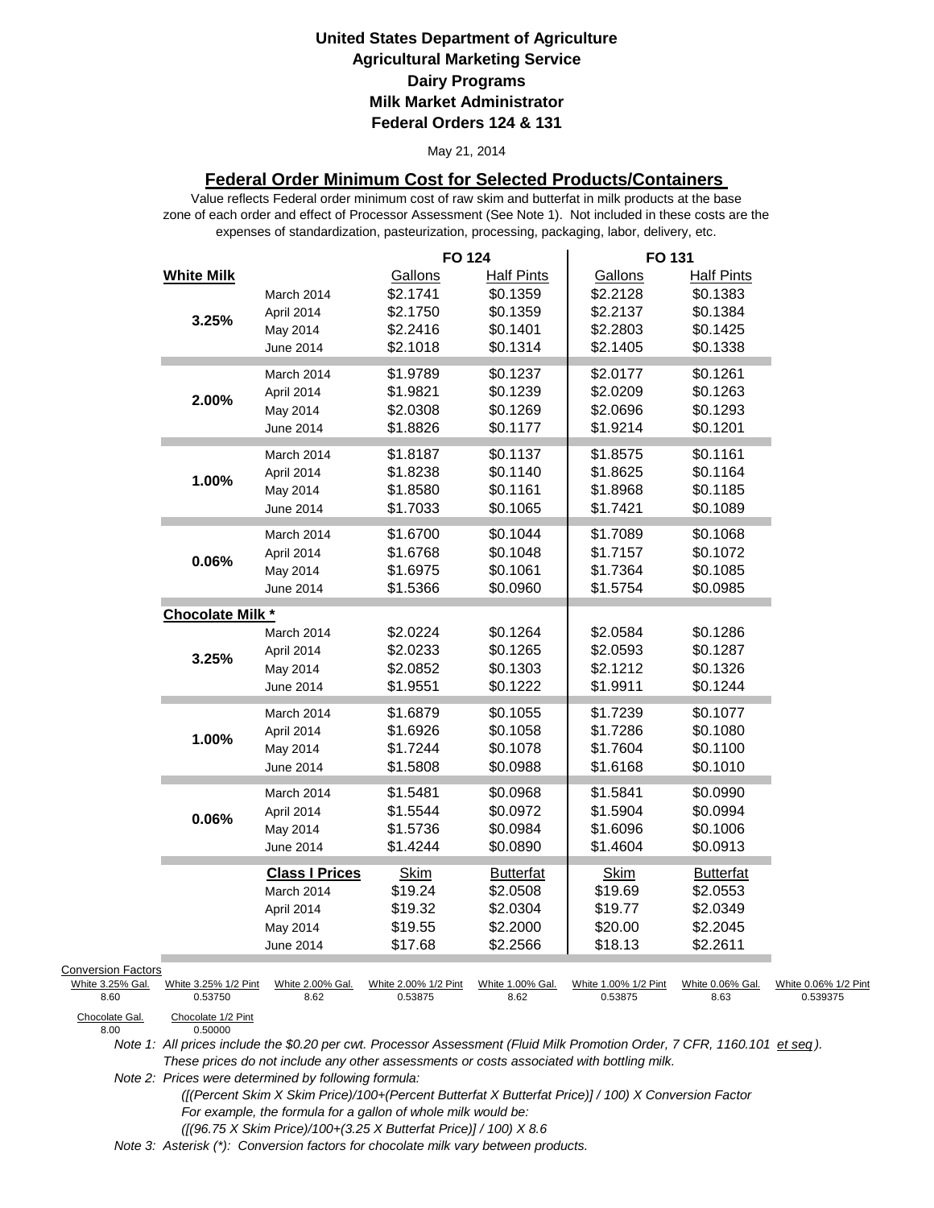**United States Department of Agriculture**
**Agricultural Marketing Service**
**Dairy Programs**
**Milk Market Administrator**
**Federal Orders 124 & 131**

May 21, 2014

## Federal Order Minimum Cost for Selected Products/Containers

Value reflects Federal order minimum cost of raw skim and butterfat in milk products at the base zone of each order and effect of Processor Assessment (See Note 1). Not included in these costs are the expenses of standardization, pasteurization, processing, packaging, labor, delivery, etc.

| | | FO 124 | | FO 131 | |
|---|---|---|---|---|---|
| **White Milk** | | Gallons | Half Pints | Gallons | Half Pints |
| 3.25% | March 2014 | $2.1741 | $0.1359 | $2.2128 | $0.1383 |
| | April 2014 | $2.1750 | $0.1359 | $2.2137 | $0.1384 |
| | May 2014 | $2.2416 | $0.1401 | $2.2803 | $0.1425 |
| | June 2014 | $2.1018 | $0.1314 | $2.1405 | $0.1338 |
| 2.00% | March 2014 | $1.9789 | $0.1237 | $2.0177 | $0.1261 |
| | April 2014 | $1.9821 | $0.1239 | $2.0209 | $0.1263 |
| | May 2014 | $2.0308 | $0.1269 | $2.0696 | $0.1293 |
| | June 2014 | $1.8826 | $0.1177 | $1.9214 | $0.1201 |
| 1.00% | March 2014 | $1.8187 | $0.1137 | $1.8575 | $0.1161 |
| | April 2014 | $1.8238 | $0.1140 | $1.8625 | $0.1164 |
| | May 2014 | $1.8580 | $0.1161 | $1.8968 | $0.1185 |
| | June 2014 | $1.7033 | $0.1065 | $1.7421 | $0.1089 |
| 0.06% | March 2014 | $1.6700 | $0.1044 | $1.7089 | $0.1068 |
| | April 2014 | $1.6768 | $0.1048 | $1.7157 | $0.1072 |
| | May 2014 | $1.6975 | $0.1061 | $1.7364 | $0.1085 |
| | June 2014 | $1.5366 | $0.0960 | $1.5754 | $0.0985 |
| **Chocolate Milk *** | | | | | |
| 3.25% | March 2014 | $2.0224 | $0.1264 | $2.0584 | $0.1286 |
| | April 2014 | $2.0233 | $0.1265 | $2.0593 | $0.1287 |
| | May 2014 | $2.0852 | $0.1303 | $2.1212 | $0.1326 |
| | June 2014 | $1.9551 | $0.1222 | $1.9911 | $0.1244 |
| 1.00% | March 2014 | $1.6879 | $0.1055 | $1.7239 | $0.1077 |
| | April 2014 | $1.6926 | $0.1058 | $1.7286 | $0.1080 |
| | May 2014 | $1.7244 | $0.1078 | $1.7604 | $0.1100 |
| | June 2014 | $1.5808 | $0.0988 | $1.6168 | $0.1010 |
| 0.06% | March 2014 | $1.5481 | $0.0968 | $1.5841 | $0.0990 |
| | April 2014 | $1.5544 | $0.0972 | $1.5904 | $0.0994 |
| | May 2014 | $1.5736 | $0.0984 | $1.6096 | $0.1006 |
| | June 2014 | $1.4244 | $0.0890 | $1.4604 | $0.0913 |
| | **Class I Prices** | Skim | Butterfat | Skim | Butterfat |
| | March 2014 | $19.24 | $2.0508 | $19.69 | $2.0553 |
| | April 2014 | $19.32 | $2.0304 | $19.77 | $2.0349 |
| | May 2014 | $19.55 | $2.2000 | $20.00 | $2.2045 |
| | June 2014 | $17.68 | $2.2566 | $18.13 | $2.2611 |

Conversion Factors

| White 3.25% Gal. | White 3.25% 1/2 Pint | White 2.00% Gal. | White 2.00% 1/2 Pint | White 1.00% Gal. | White 1.00% 1/2 Pint | White 0.06% Gal. | White 0.06% 1/2 Pint |
|---|---|---|---|---|---|---|---|
| 8.60 | 0.53750 | 8.62 | 0.53875 | 8.62 | 0.53875 | 8.63 | 0.539375 |

| Chocolate Gal. | Chocolate 1/2 Pint |
|---|---|
| 8.00 | 0.50000 |

*Note 1: All prices include the $0.20 per cwt. Processor Assessment (Fluid Milk Promotion Order, 7 CFR, 1160.101 et seq). These prices do not include any other assessments or costs associated with bottling milk.*

*Note 2: Prices were determined by following formula:*

*([(Percent Skim X Skim Price)/100+(Percent Butterfat X Butterfat Price)] / 100) X Conversion Factor*
*For example, the formula for a gallon of whole milk would be:*
*([(96.75 X Skim Price)/100+(3.25 X Butterfat Price)] / 100) X 8.6*

*Note 3: Asterisk (*): Conversion factors for chocolate milk vary between products.*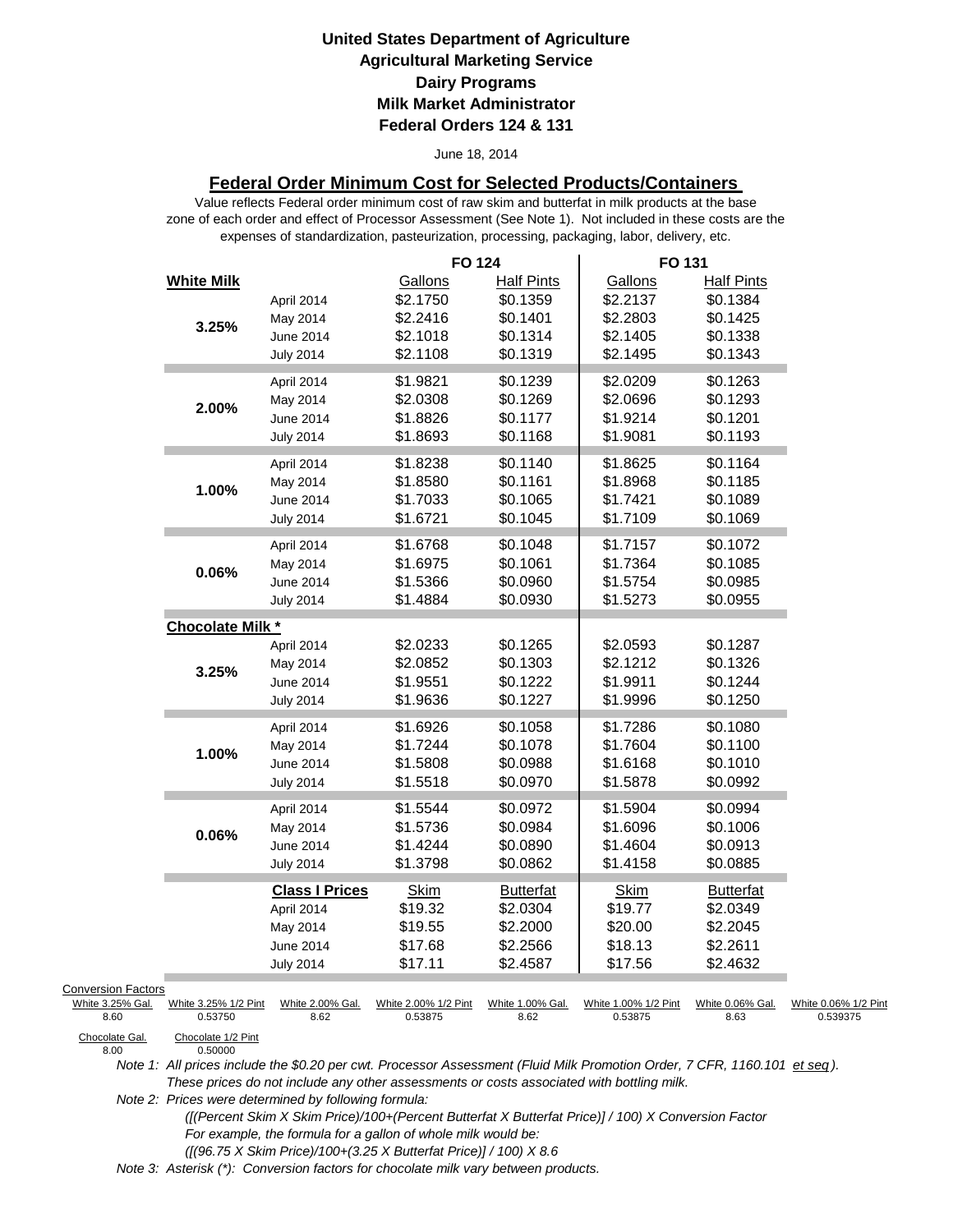**United States Department of Agriculture**
**Agricultural Marketing Service**
**Dairy Programs**
**Milk Market Administrator**
**Federal Orders 124 & 131**

June 18, 2014

## Federal Order Minimum Cost for Selected Products/Containers

Value reflects Federal order minimum cost of raw skim and butterfat in milk products at the base zone of each order and effect of Processor Assessment (See Note 1). Not included in these costs are the expenses of standardization, pasteurization, processing, packaging, labor, delivery, etc.

| | | FO 124 | | FO 131 | |
|---|---|---|---|---|---|
| **White Milk** | | Gallons | Half Pints | Gallons | Half Pints |
| 3.25% | April 2014 | $2.1750 | $0.1359 | $2.2137 | $0.1384 |
| | May 2014 | $2.2416 | $0.1401 | $2.2803 | $0.1425 |
| | June 2014 | $2.1018 | $0.1314 | $2.1405 | $0.1338 |
| | July 2014 | $2.1108 | $0.1319 | $2.1495 | $0.1343 |
| 2.00% | April 2014 | $1.9821 | $0.1239 | $2.0209 | $0.1263 |
| | May 2014 | $2.0308 | $0.1269 | $2.0696 | $0.1293 |
| | June 2014 | $1.8826 | $0.1177 | $1.9214 | $0.1201 |
| | July 2014 | $1.8693 | $0.1168 | $1.9081 | $0.1193 |
| 1.00% | April 2014 | $1.8238 | $0.1140 | $1.8625 | $0.1164 |
| | May 2014 | $1.8580 | $0.1161 | $1.8968 | $0.1185 |
| | June 2014 | $1.7033 | $0.1065 | $1.7421 | $0.1089 |
| | July 2014 | $1.6721 | $0.1045 | $1.7109 | $0.1069 |
| 0.06% | April 2014 | $1.6768 | $0.1048 | $1.7157 | $0.1072 |
| | May 2014 | $1.6975 | $0.1061 | $1.7364 | $0.1085 |
| | June 2014 | $1.5366 | $0.0960 | $1.5754 | $0.0985 |
| | July 2014 | $1.4884 | $0.0930 | $1.5273 | $0.0955 |
| **Chocolate Milk *** | | | | | |
| 3.25% | April 2014 | $2.0233 | $0.1265 | $2.0593 | $0.1287 |
| | May 2014 | $2.0852 | $0.1303 | $2.1212 | $0.1326 |
| | June 2014 | $1.9551 | $0.1222 | $1.9911 | $0.1244 |
| | July 2014 | $1.9636 | $0.1227 | $1.9996 | $0.1250 |
| 1.00% | April 2014 | $1.6926 | $0.1058 | $1.7286 | $0.1080 |
| | May 2014 | $1.7244 | $0.1078 | $1.7604 | $0.1100 |
| | June 2014 | $1.5808 | $0.0988 | $1.6168 | $0.1010 |
| | July 2014 | $1.5518 | $0.0970 | $1.5878 | $0.0992 |
| 0.06% | April 2014 | $1.5544 | $0.0972 | $1.5904 | $0.0994 |
| | May 2014 | $1.5736 | $0.0984 | $1.6096 | $0.1006 |
| | June 2014 | $1.4244 | $0.0890 | $1.4604 | $0.0913 |
| | July 2014 | $1.3798 | $0.0862 | $1.4158 | $0.0885 |
| | **Class I Prices** | Skim | Butterfat | Skim | Butterfat |
| | April 2014 | $19.32 | $2.0304 | $19.77 | $2.0349 |
| | May 2014 | $19.55 | $2.2000 | $20.00 | $2.2045 |
| | June 2014 | $17.68 | $2.2566 | $18.13 | $2.2611 |
| | July 2014 | $17.11 | $2.4587 | $17.56 | $2.4632 |

Conversion Factors

| White 3.25% Gal. | White 3.25% 1/2 Pint | White 2.00% Gal. | White 2.00% 1/2 Pint | White 1.00% Gal. | White 1.00% 1/2 Pint | White 0.06% Gal. | White 0.06% 1/2 Pint |
|---|---|---|---|---|---|---|---|
| 8.60 | 0.53750 | 8.62 | 0.53875 | 8.62 | 0.53875 | 8.63 | 0.539375 |

| Chocolate Gal. | Chocolate 1/2 Pint |
|---|---|
| 8.00 | 0.50000 |

*Note 1: All prices include the $0.20 per cwt. Processor Assessment (Fluid Milk Promotion Order, 7 CFR, 1160.101 et seq). These prices do not include any other assessments or costs associated with bottling milk.*

*Note 2: Prices were determined by following formula:*
*([(Percent Skim X Skim Price)/100+(Percent Butterfat X Butterfat Price)] / 100) X Conversion Factor*
*For example, the formula for a gallon of whole milk would be:*
*([(96.75 X Skim Price)/100+(3.25 X Butterfat Price)] / 100) X 8.6*

*Note 3: Asterisk (*): Conversion factors for chocolate milk vary between products.*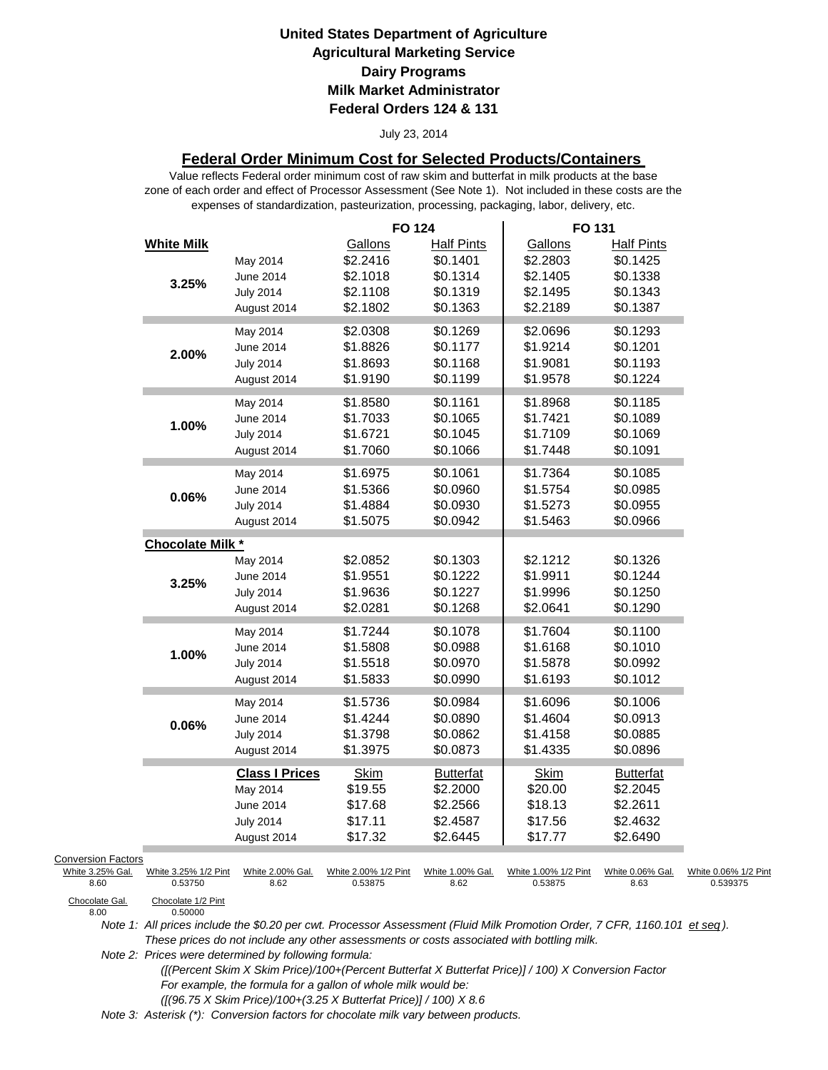**United States Department of Agriculture**
**Agricultural Marketing Service**
**Dairy Programs**
**Milk Market Administrator**
**Federal Orders 124 & 131**

July 23, 2014

## Federal Order Minimum Cost for Selected Products/Containers

Value reflects Federal order minimum cost of raw skim and butterfat in milk products at the base zone of each order and effect of Processor Assessment (See Note 1). Not included in these costs are the expenses of standardization, pasteurization, processing, packaging, labor, delivery, etc.

| | | FO 124 | | FO 131 | |
|---|---|---|---|---|---|
| **White Milk** | | Gallons | Half Pints | Gallons | Half Pints |
| 3.25% | May 2014 | $2.2416 | $0.1401 | $2.2803 | $0.1425 |
| | June 2014 | $2.1018 | $0.1314 | $2.1405 | $0.1338 |
| | July 2014 | $2.1108 | $0.1319 | $2.1495 | $0.1343 |
| | August 2014 | $2.1802 | $0.1363 | $2.2189 | $0.1387 |
| 2.00% | May 2014 | $2.0308 | $0.1269 | $2.0696 | $0.1293 |
| | June 2014 | $1.8826 | $0.1177 | $1.9214 | $0.1201 |
| | July 2014 | $1.8693 | $0.1168 | $1.9081 | $0.1193 |
| | August 2014 | $1.9190 | $0.1199 | $1.9578 | $0.1224 |
| 1.00% | May 2014 | $1.8580 | $0.1161 | $1.8968 | $0.1185 |
| | June 2014 | $1.7033 | $0.1065 | $1.7421 | $0.1089 |
| | July 2014 | $1.6721 | $0.1045 | $1.7109 | $0.1069 |
| | August 2014 | $1.7060 | $0.1066 | $1.7448 | $0.1091 |
| 0.06% | May 2014 | $1.6975 | $0.1061 | $1.7364 | $0.1085 |
| | June 2014 | $1.5366 | $0.0960 | $1.5754 | $0.0985 |
| | July 2014 | $1.4884 | $0.0930 | $1.5273 | $0.0955 |
| | August 2014 | $1.5075 | $0.0942 | $1.5463 | $0.0966 |
| **Chocolate Milk *** | | | | | |
| 3.25% | May 2014 | $2.0852 | $0.1303 | $2.1212 | $0.1326 |
| | June 2014 | $1.9551 | $0.1222 | $1.9911 | $0.1244 |
| | July 2014 | $1.9636 | $0.1227 | $1.9996 | $0.1250 |
| | August 2014 | $2.0281 | $0.1268 | $2.0641 | $0.1290 |
| 1.00% | May 2014 | $1.7244 | $0.1078 | $1.7604 | $0.1100 |
| | June 2014 | $1.5808 | $0.0988 | $1.6168 | $0.1010 |
| | July 2014 | $1.5518 | $0.0970 | $1.5878 | $0.0992 |
| | August 2014 | $1.5833 | $0.0990 | $1.6193 | $0.1012 |
| 0.06% | May 2014 | $1.5736 | $0.0984 | $1.6096 | $0.1006 |
| | June 2014 | $1.4244 | $0.0890 | $1.4604 | $0.0913 |
| | July 2014 | $1.3798 | $0.0862 | $1.4158 | $0.0885 |
| | August 2014 | $1.3975 | $0.0873 | $1.4335 | $0.0896 |
| | **Class I Prices** | Skim | Butterfat | Skim | Butterfat |
| | May 2014 | $19.55 | $2.2000 | $20.00 | $2.2045 |
| | June 2014 | $17.68 | $2.2566 | $18.13 | $2.2611 |
| | July 2014 | $17.11 | $2.4587 | $17.56 | $2.4632 |
| | August 2014 | $17.32 | $2.6445 | $17.77 | $2.6490 |

Conversion Factors

| White 3.25% Gal. | White 3.25% 1/2 Pint | White 2.00% Gal. | White 2.00% 1/2 Pint | White 1.00% Gal. | White 1.00% 1/2 Pint | White 0.06% Gal. | White 0.06% 1/2 Pint |
|---|---|---|---|---|---|---|---|
| 8.60 | 0.53750 | 8.62 | 0.53875 | 8.62 | 0.53875 | 8.63 | 0.539375 |

| Chocolate Gal. | Chocolate 1/2 Pint |
|---|---|
| 8.00 | 0.50000 |

*Note 1: All prices include the $0.20 per cwt. Processor Assessment (Fluid Milk Promotion Order, 7 CFR, 1160.101 et seq). These prices do not include any other assessments or costs associated with bottling milk.*

*Note 2: Prices were determined by following formula:*
*([(Percent Skim X Skim Price)/100+(Percent Butterfat X Butterfat Price)] / 100) X Conversion Factor*
*For example, the formula for a gallon of whole milk would be:*
*([(96.75 X Skim Price)/100+(3.25 X Butterfat Price)] / 100) X 8.6*

*Note 3: Asterisk (*): Conversion factors for chocolate milk vary between products.*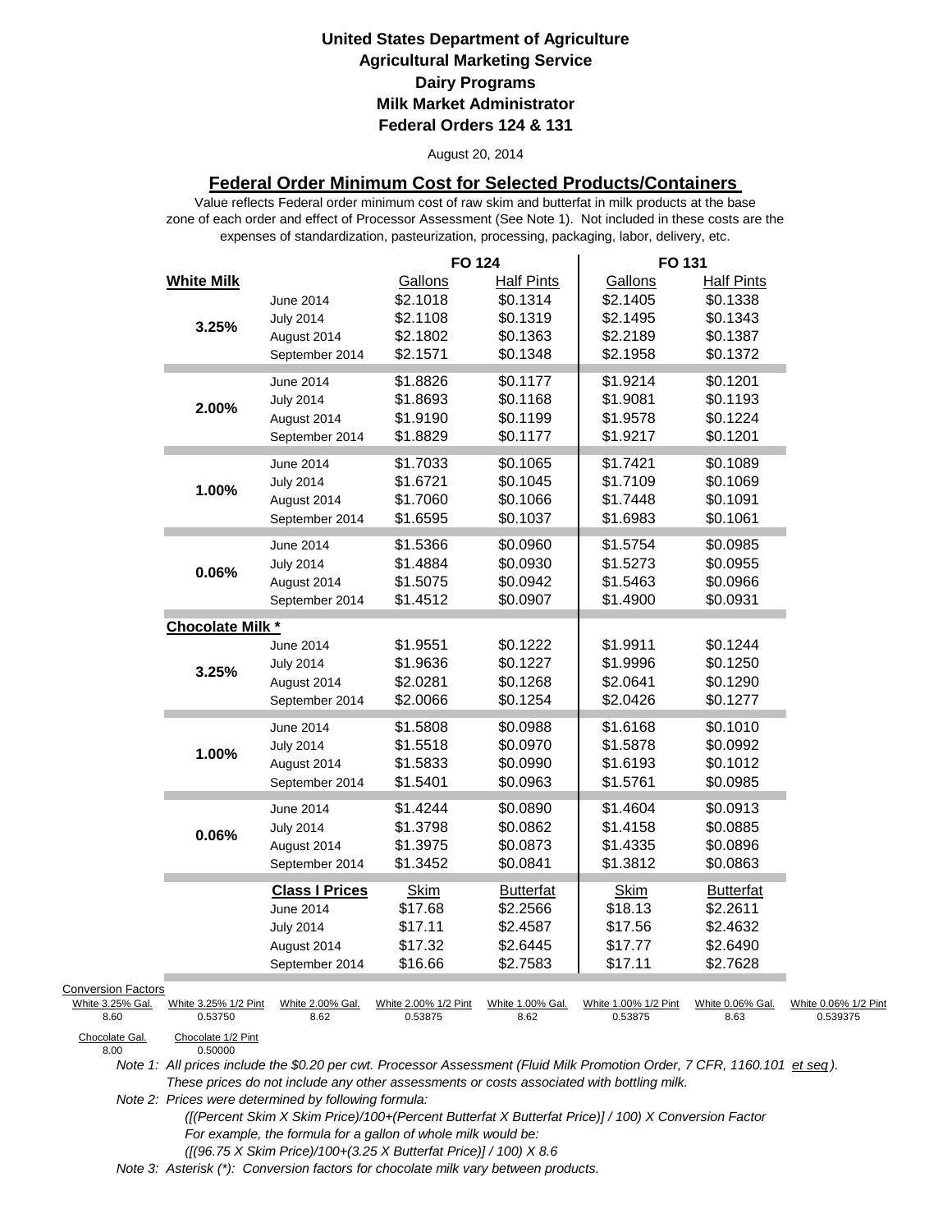**United States Department of Agriculture**
**Agricultural Marketing Service**
**Dairy Programs**
**Milk Market Administrator**
**Federal Orders 124 & 131**

August 20, 2014

## Federal Order Minimum Cost for Selected Products/Containers

Value reflects Federal order minimum cost of raw skim and butterfat in milk products at the base zone of each order and effect of Processor Assessment (See Note 1). Not included in these costs are the expenses of standardization, pasteurization, processing, packaging, labor, delivery, etc.

| | | FO 124 | | FO 131 | |
|---|---|---|---|---|---|
| **White Milk** | | Gallons | Half Pints | Gallons | Half Pints |
| 3.25% | June 2014 | $2.1018 | $0.1314 | $2.1405 | $0.1338 |
| | July 2014 | $2.1108 | $0.1319 | $2.1495 | $0.1343 |
| | August 2014 | $2.1802 | $0.1363 | $2.2189 | $0.1387 |
| | September 2014 | $2.1571 | $0.1348 | $2.1958 | $0.1372 |
| 2.00% | June 2014 | $1.8826 | $0.1177 | $1.9214 | $0.1201 |
| | July 2014 | $1.8693 | $0.1168 | $1.9081 | $0.1193 |
| | August 2014 | $1.9190 | $0.1199 | $1.9578 | $0.1224 |
| | September 2014 | $1.8829 | $0.1177 | $1.9217 | $0.1201 |
| 1.00% | June 2014 | $1.7033 | $0.1065 | $1.7421 | $0.1089 |
| | July 2014 | $1.6721 | $0.1045 | $1.7109 | $0.1069 |
| | August 2014 | $1.7060 | $0.1066 | $1.7448 | $0.1091 |
| | September 2014 | $1.6595 | $0.1037 | $1.6983 | $0.1061 |
| 0.06% | June 2014 | $1.5366 | $0.0960 | $1.5754 | $0.0985 |
| | July 2014 | $1.4884 | $0.0930 | $1.5273 | $0.0955 |
| | August 2014 | $1.5075 | $0.0942 | $1.5463 | $0.0966 |
| | September 2014 | $1.4512 | $0.0907 | $1.4900 | $0.0931 |
| **Chocolate Milk *** | | | | | |
| 3.25% | June 2014 | $1.9551 | $0.1222 | $1.9911 | $0.1244 |
| | July 2014 | $1.9636 | $0.1227 | $1.9996 | $0.1250 |
| | August 2014 | $2.0281 | $0.1268 | $2.0641 | $0.1290 |
| | September 2014 | $2.0066 | $0.1254 | $2.0426 | $0.1277 |
| 1.00% | June 2014 | $1.5808 | $0.0988 | $1.6168 | $0.1010 |
| | July 2014 | $1.5518 | $0.0970 | $1.5878 | $0.0992 |
| | August 2014 | $1.5833 | $0.0990 | $1.6193 | $0.1012 |
| | September 2014 | $1.5401 | $0.0963 | $1.5761 | $0.0985 |
| 0.06% | June 2014 | $1.4244 | $0.0890 | $1.4604 | $0.0913 |
| | July 2014 | $1.3798 | $0.0862 | $1.4158 | $0.0885 |
| | August 2014 | $1.3975 | $0.0873 | $1.4335 | $0.0896 |
| | September 2014 | $1.3452 | $0.0841 | $1.3812 | $0.0863 |
| | **Class I Prices** | Skim | Butterfat | Skim | Butterfat |
| | June 2014 | $17.68 | $2.2566 | $18.13 | $2.2611 |
| | July 2014 | $17.11 | $2.4587 | $17.56 | $2.4632 |
| | August 2014 | $17.32 | $2.6445 | $17.77 | $2.6490 |
| | September 2014 | $16.66 | $2.7583 | $17.11 | $2.7628 |

Conversion Factors

| White 3.25% Gal. | White 3.25% 1/2 Pint | White 2.00% Gal. | White 2.00% 1/2 Pint | White 1.00% Gal. | White 1.00% 1/2 Pint | White 0.06% Gal. | White 0.06% 1/2 Pint |
|---|---|---|---|---|---|---|---|
| 8.60 | 0.53750 | 8.62 | 0.53875 | 8.62 | 0.53875 | 8.63 | 0.539375 |

| Chocolate Gal. | Chocolate 1/2 Pint |
|---|---|
| 8.00 | 0.50000 |

*Note 1: All prices include the $0.20 per cwt. Processor Assessment (Fluid Milk Promotion Order, 7 CFR, 1160.101 et seq). These prices do not include any other assessments or costs associated with bottling milk.*

*Note 2: Prices were determined by following formula:*
*([(Percent Skim X Skim Price)/100+(Percent Butterfat X Butterfat Price)] / 100) X Conversion Factor*
*For example, the formula for a gallon of whole milk would be:*
*([(96.75 X Skim Price)/100+(3.25 X Butterfat Price)] / 100) X 8.6*

*Note 3: Asterisk (*): Conversion factors for chocolate milk vary between products.*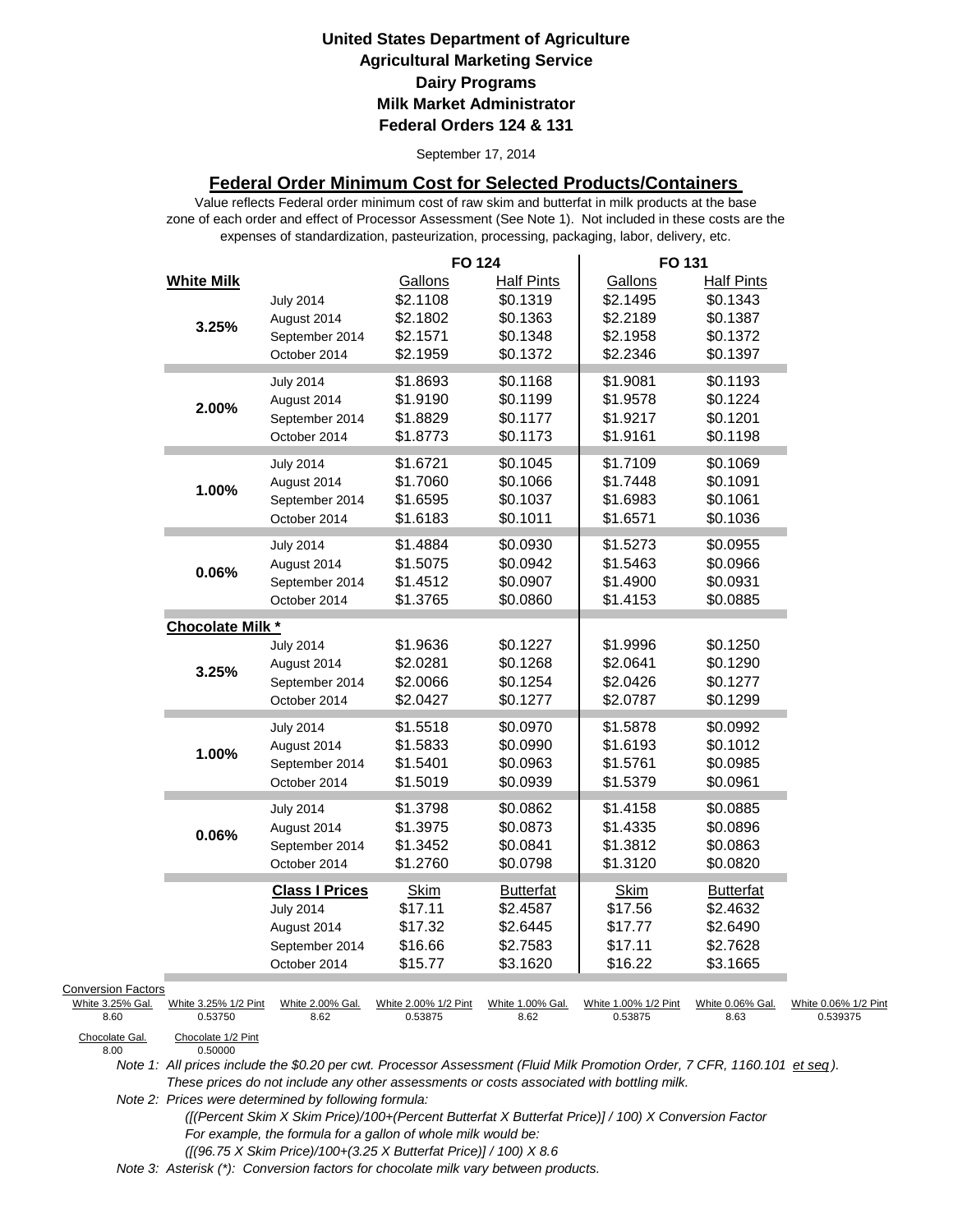# United States Department of Agriculture
## Agricultural Marketing Service
## Dairy Programs
## Milk Market Administrator
## Federal Orders 124 & 131

September 17, 2014

### Federal Order Minimum Cost for Selected Products/Containers

Value reflects Federal order minimum cost of raw skim and butterfat in milk products at the base zone of each order and effect of Processor Assessment (See Note 1). Not included in these costs are the expenses of standardization, pasteurization, processing, packaging, labor, delivery, etc.

| | | FO 124 | | FO 131 | |
|---|---|---|---|---|---|
| **White Milk** | | Gallons | Half Pints | Gallons | Half Pints |
| 3.25% | July 2014 | $2.1108 | $0.1319 | $2.1495 | $0.1343 |
| | August 2014 | $2.1802 | $0.1363 | $2.2189 | $0.1387 |
| | September 2014 | $2.1571 | $0.1348 | $2.1958 | $0.1372 |
| | October 2014 | $2.1959 | $0.1372 | $2.2346 | $0.1397 |
| 2.00% | July 2014 | $1.8693 | $0.1168 | $1.9081 | $0.1193 |
| | August 2014 | $1.9190 | $0.1199 | $1.9578 | $0.1224 |
| | September 2014 | $1.8829 | $0.1177 | $1.9217 | $0.1201 |
| | October 2014 | $1.8773 | $0.1173 | $1.9161 | $0.1198 |
| 1.00% | July 2014 | $1.6721 | $0.1045 | $1.7109 | $0.1069 |
| | August 2014 | $1.7060 | $0.1066 | $1.7448 | $0.1091 |
| | September 2014 | $1.6595 | $0.1037 | $1.6983 | $0.1061 |
| | October 2014 | $1.6183 | $0.1011 | $1.6571 | $0.1036 |
| 0.06% | July 2014 | $1.4884 | $0.0930 | $1.5273 | $0.0955 |
| | August 2014 | $1.5075 | $0.0942 | $1.5463 | $0.0966 |
| | September 2014 | $1.4512 | $0.0907 | $1.4900 | $0.0931 |
| | October 2014 | $1.3765 | $0.0860 | $1.4153 | $0.0885 |
| **Chocolate Milk *** | | | | | |
| 3.25% | July 2014 | $1.9636 | $0.1227 | $1.9996 | $0.1250 |
| | August 2014 | $2.0281 | $0.1268 | $2.0641 | $0.1290 |
| | September 2014 | $2.0066 | $0.1254 | $2.0426 | $0.1277 |
| | October 2014 | $2.0427 | $0.1277 | $2.0787 | $0.1299 |
| 1.00% | July 2014 | $1.5518 | $0.0970 | $1.5878 | $0.0992 |
| | August 2014 | $1.5833 | $0.0990 | $1.6193 | $0.1012 |
| | September 2014 | $1.5401 | $0.0963 | $1.5761 | $0.0985 |
| | October 2014 | $1.5019 | $0.0939 | $1.5379 | $0.0961 |
| 0.06% | July 2014 | $1.3798 | $0.0862 | $1.4158 | $0.0885 |
| | August 2014 | $1.3975 | $0.0873 | $1.4335 | $0.0896 |
| | September 2014 | $1.3452 | $0.0841 | $1.3812 | $0.0863 |
| | October 2014 | $1.2760 | $0.0798 | $1.3120 | $0.0820 |
| | **Class I Prices** | Skim | Butterfat | Skim | Butterfat |
| | July 2014 | $17.11 | $2.4587 | $17.56 | $2.4632 |
| | August 2014 | $17.32 | $2.6445 | $17.77 | $2.6490 |
| | September 2014 | $16.66 | $2.7583 | $17.11 | $2.7628 |
| | October 2014 | $15.77 | $3.1620 | $16.22 | $3.1665 |

Conversion Factors

| White 3.25% Gal. | White 3.25% 1/2 Pint | White 2.00% Gal. | White 2.00% 1/2 Pint | White 1.00% Gal. | White 1.00% 1/2 Pint | White 0.06% Gal. | White 0.06% 1/2 Pint |
|---|---|---|---|---|---|---|---|
| 8.60 | 0.53750 | 8.62 | 0.53875 | 8.62 | 0.53875 | 8.63 | 0.539375 |

| Chocolate Gal. | Chocolate 1/2 Pint |
|---|---|
| 8.00 | 0.50000 |

*Note 1: All prices include the $0.20 per cwt. Processor Assessment (Fluid Milk Promotion Order, 7 CFR, 1160.101 et seq). These prices do not include any other assessments or costs associated with bottling milk.*

*Note 2: Prices were determined by following formula:*
*([(Percent Skim X Skim Price)/100+(Percent Butterfat X Butterfat Price)] / 100) X Conversion Factor*
*For example, the formula for a gallon of whole milk would be:*
*([(96.75 X Skim Price)/100+(3.25 X Butterfat Price)] / 100) X 8.6*

*Note 3: Asterisk (*): Conversion factors for chocolate milk vary between products.*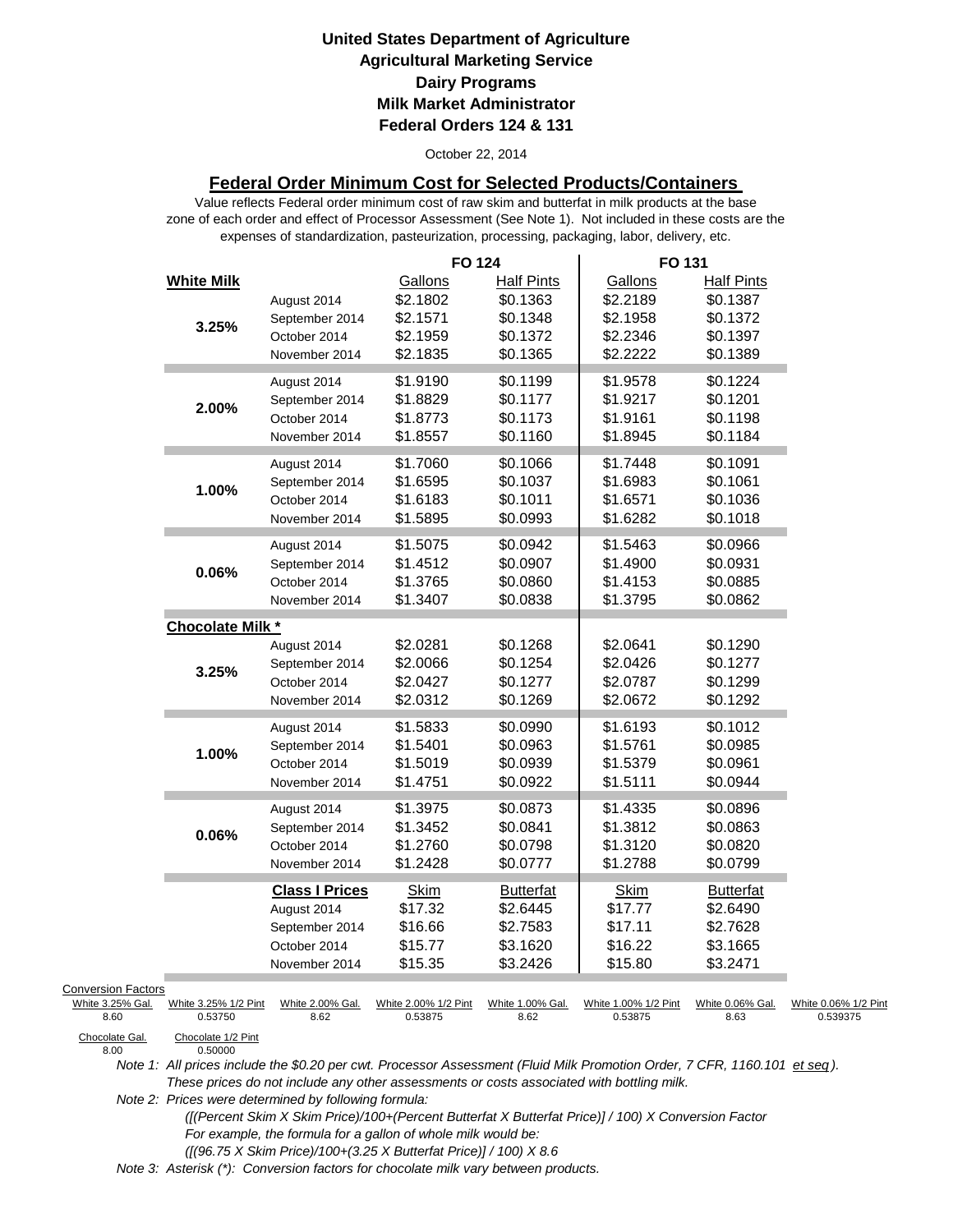**United States Department of Agriculture**
**Agricultural Marketing Service**
**Dairy Programs**
**Milk Market Administrator**
**Federal Orders 124 & 131**

October 22, 2014

## Federal Order Minimum Cost for Selected Products/Containers

Value reflects Federal order minimum cost of raw skim and butterfat in milk products at the base zone of each order and effect of Processor Assessment (See Note 1). Not included in these costs are the expenses of standardization, pasteurization, processing, packaging, labor, delivery, etc.

| | | FO 124 | | FO 131 | |
|---|---|---|---|---|---|
| **White Milk** | | Gallons | Half Pints | Gallons | Half Pints |
| **3.25%** | August 2014 | $2.1802 | $0.1363 | $2.2189 | $0.1387 |
| | September 2014 | $2.1571 | $0.1348 | $2.1958 | $0.1372 |
| | October 2014 | $2.1959 | $0.1372 | $2.2346 | $0.1397 |
| | November 2014 | $2.1835 | $0.1365 | $2.2222 | $0.1389 |
| **2.00%** | August 2014 | $1.9190 | $0.1199 | $1.9578 | $0.1224 |
| | September 2014 | $1.8829 | $0.1177 | $1.9217 | $0.1201 |
| | October 2014 | $1.8773 | $0.1173 | $1.9161 | $0.1198 |
| | November 2014 | $1.8557 | $0.1160 | $1.8945 | $0.1184 |
| **1.00%** | August 2014 | $1.7060 | $0.1066 | $1.7448 | $0.1091 |
| | September 2014 | $1.6595 | $0.1037 | $1.6983 | $0.1061 |
| | October 2014 | $1.6183 | $0.1011 | $1.6571 | $0.1036 |
| | November 2014 | $1.5895 | $0.0993 | $1.6282 | $0.1018 |
| **0.06%** | August 2014 | $1.5075 | $0.0942 | $1.5463 | $0.0966 |
| | September 2014 | $1.4512 | $0.0907 | $1.4900 | $0.0931 |
| | October 2014 | $1.3765 | $0.0860 | $1.4153 | $0.0885 |
| | November 2014 | $1.3407 | $0.0838 | $1.3795 | $0.0862 |
| **Chocolate Milk *** | | | | | |
| **3.25%** | August 2014 | $2.0281 | $0.1268 | $2.0641 | $0.1290 |
| | September 2014 | $2.0066 | $0.1254 | $2.0426 | $0.1277 |
| | October 2014 | $2.0427 | $0.1277 | $2.0787 | $0.1299 |
| | November 2014 | $2.0312 | $0.1269 | $2.0672 | $0.1292 |
| **1.00%** | August 2014 | $1.5833 | $0.0990 | $1.6193 | $0.1012 |
| | September 2014 | $1.5401 | $0.0963 | $1.5761 | $0.0985 |
| | October 2014 | $1.5019 | $0.0939 | $1.5379 | $0.0961 |
| | November 2014 | $1.4751 | $0.0922 | $1.5111 | $0.0944 |
| **0.06%** | August 2014 | $1.3975 | $0.0873 | $1.4335 | $0.0896 |
| | September 2014 | $1.3452 | $0.0841 | $1.3812 | $0.0863 |
| | October 2014 | $1.2760 | $0.0798 | $1.3120 | $0.0820 |
| | November 2014 | $1.2428 | $0.0777 | $1.2788 | $0.0799 |
| | **Class I Prices** | Skim | Butterfat | Skim | Butterfat |
| | August 2014 | $17.32 | $2.6445 | $17.77 | $2.6490 |
| | September 2014 | $16.66 | $2.7583 | $17.11 | $2.7628 |
| | October 2014 | $15.77 | $3.1620 | $16.22 | $3.1665 |
| | November 2014 | $15.35 | $3.2426 | $15.80 | $3.2471 |

Conversion Factors

| White 3.25% Gal. | White 3.25% 1/2 Pint | White 2.00% Gal. | White 2.00% 1/2 Pint | White 1.00% Gal. | White 1.00% 1/2 Pint | White 0.06% Gal. | White 0.06% 1/2 Pint |
|---|---|---|---|---|---|---|---|
| 8.60 | 0.53750 | 8.62 | 0.53875 | 8.62 | 0.53875 | 8.63 | 0.539375 |

| Chocolate Gal. | Chocolate 1/2 Pint |
|---|---|
| 8.00 | 0.50000 |

*Note 1: All prices include the $0.20 per cwt. Processor Assessment (Fluid Milk Promotion Order, 7 CFR, 1160.101 et seq). These prices do not include any other assessments or costs associated with bottling milk.*

*Note 2: Prices were determined by following formula:*
*([(Percent Skim X Skim Price)/100+(Percent Butterfat X Butterfat Price)] / 100) X Conversion Factor*
*For example, the formula for a gallon of whole milk would be:*
*([(96.75 X Skim Price)/100+(3.25 X Butterfat Price)] / 100) X 8.6*

*Note 3: Asterisk (*): Conversion factors for chocolate milk vary between products.*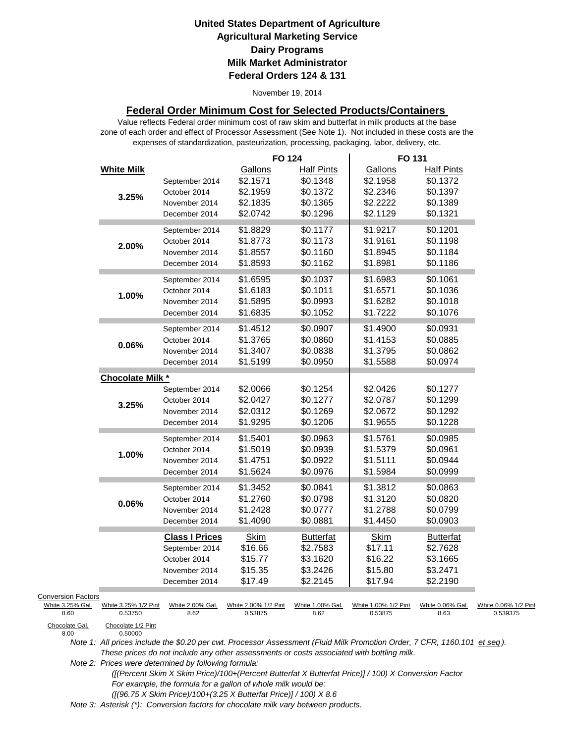**United States Department of Agriculture**
**Agricultural Marketing Service**
**Dairy Programs**
**Milk Market Administrator**
**Federal Orders 124 & 131**

November 19, 2014

## Federal Order Minimum Cost for Selected Products/Containers

Value reflects Federal order minimum cost of raw skim and butterfat in milk products at the base zone of each order and effect of Processor Assessment (See Note 1). Not included in these costs are the expenses of standardization, pasteurization, processing, packaging, labor, delivery, etc.

| | | FO 124 | | FO 131 | |
|---|---|---|---|---|---|
| **White Milk** | | Gallons | Half Pints | Gallons | Half Pints |
| **3.25%** | September 2014 | $2.1571 | $0.1348 | $2.1958 | $0.1372 |
| | October 2014 | $2.1959 | $0.1372 | $2.2346 | $0.1397 |
| | November 2014 | $2.1835 | $0.1365 | $2.2222 | $0.1389 |
| | December 2014 | $2.0742 | $0.1296 | $2.1129 | $0.1321 |
| **2.00%** | September 2014 | $1.8829 | $0.1177 | $1.9217 | $0.1201 |
| | October 2014 | $1.8773 | $0.1173 | $1.9161 | $0.1198 |
| | November 2014 | $1.8557 | $0.1160 | $1.8945 | $0.1184 |
| | December 2014 | $1.8593 | $0.1162 | $1.8981 | $0.1186 |
| **1.00%** | September 2014 | $1.6595 | $0.1037 | $1.6983 | $0.1061 |
| | October 2014 | $1.6183 | $0.1011 | $1.6571 | $0.1036 |
| | November 2014 | $1.5895 | $0.0993 | $1.6282 | $0.1018 |
| | December 2014 | $1.6835 | $0.1052 | $1.7222 | $0.1076 |
| **0.06%** | September 2014 | $1.4512 | $0.0907 | $1.4900 | $0.0931 |
| | October 2014 | $1.3765 | $0.0860 | $1.4153 | $0.0885 |
| | November 2014 | $1.3407 | $0.0838 | $1.3795 | $0.0862 |
| | December 2014 | $1.5199 | $0.0950 | $1.5588 | $0.0974 |
| **Chocolate Milk *** | | | | | |
| **3.25%** | September 2014 | $2.0066 | $0.1254 | $2.0426 | $0.1277 |
| | October 2014 | $2.0427 | $0.1277 | $2.0787 | $0.1299 |
| | November 2014 | $2.0312 | $0.1269 | $2.0672 | $0.1292 |
| | December 2014 | $1.9295 | $0.1206 | $1.9655 | $0.1228 |
| **1.00%** | September 2014 | $1.5401 | $0.0963 | $1.5761 | $0.0985 |
| | October 2014 | $1.5019 | $0.0939 | $1.5379 | $0.0961 |
| | November 2014 | $1.4751 | $0.0922 | $1.5111 | $0.0944 |
| | December 2014 | $1.5624 | $0.0976 | $1.5984 | $0.0999 |
| **0.06%** | September 2014 | $1.3452 | $0.0841 | $1.3812 | $0.0863 |
| | October 2014 | $1.2760 | $0.0798 | $1.3120 | $0.0820 |
| | November 2014 | $1.2428 | $0.0777 | $1.2788 | $0.0799 |
| | December 2014 | $1.4090 | $0.0881 | $1.4450 | $0.0903 |
| | **Class I Prices** | Skim | Butterfat | Skim | Butterfat |
| | September 2014 | $16.66 | $2.7583 | $17.11 | $2.7628 |
| | October 2014 | $15.77 | $3.1620 | $16.22 | $3.1665 |
| | November 2014 | $15.35 | $3.2426 | $15.80 | $3.2471 |
| | December 2014 | $17.49 | $2.2145 | $17.94 | $2.2190 |

Conversion Factors

| White 3.25% Gal. | White 3.25% 1/2 Pint | White 2.00% Gal. | White 2.00% 1/2 Pint | White 1.00% Gal. | White 1.00% 1/2 Pint | White 0.06% Gal. | White 0.06% 1/2 Pint |
|---|---|---|---|---|---|---|---|
| 8.60 | 0.53750 | 8.62 | 0.53875 | 8.62 | 0.53875 | 8.63 | 0.539375 |

| Chocolate Gal. | Chocolate 1/2 Pint |
|---|---|
| 8.00 | 0.50000 |

*Note 1: All prices include the $0.20 per cwt. Processor Assessment (Fluid Milk Promotion Order, 7 CFR, 1160.101 et seq). These prices do not include any other assessments or costs associated with bottling milk.*

*Note 2: Prices were determined by following formula:*
*([(Percent Skim X Skim Price)/100+(Percent Butterfat X Butterfat Price)] / 100) X Conversion Factor*
*For example, the formula for a gallon of whole milk would be:*
*([(96.75 X Skim Price)/100+(3.25 X Butterfat Price)] / 100) X 8.6*

*Note 3: Asterisk (*): Conversion factors for chocolate milk vary between products.*